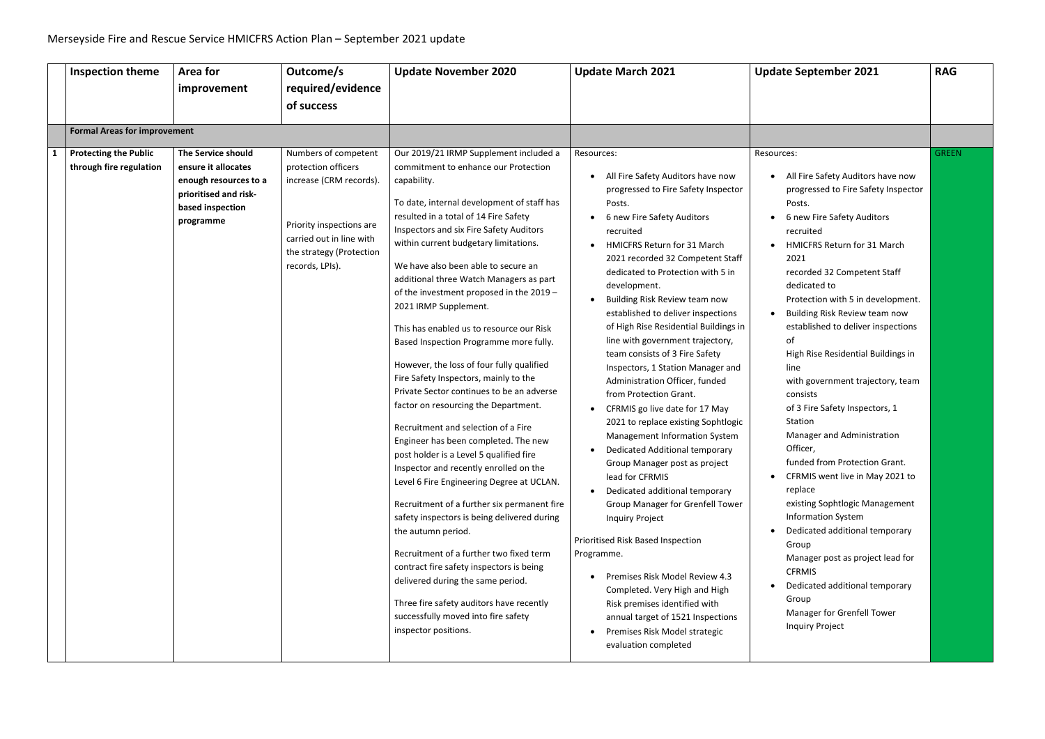# Merseyside Fire and Rescue Service HMICFRS Action Plan – September 2021 update

| | Inspection theme | Area for improvement | Outcome/s required/evidence of success | Update November 2020 | Update March 2021 | Update September 2021 | RAG |
|---|---|---|---|---|---|---|---|
| | **Formal Areas for improvement** | | | | | | |
| 1 | **Protecting the Public through fire regulation** | **The Service should ensure it allocates enough resources to a prioritised and risk-based inspection programme** | Numbers of competent protection officers increase (CRM records).<br><br>Priority inspections are carried out in line with the strategy (Protection records, LPIs). | Our 2019/21 IRMP Supplement included a commitment to enhance our Protection capability.<br><br>To date, internal development of staff has resulted in a total of 14 Fire Safety Inspectors and six Fire Safety Auditors within current budgetary limitations.<br><br>We have also been able to secure an additional three Watch Managers as part of the investment proposed in the 2019 – 2021 IRMP Supplement.<br><br>This has enabled us to resource our Risk Based Inspection Programme more fully.<br><br>However, the loss of four fully qualified Fire Safety Inspectors, mainly to the Private Sector continues to be an adverse factor on resourcing the Department.<br><br>Recruitment and selection of a Fire Engineer has been completed. The new post holder is a Level 5 qualified fire Inspector and recently enrolled on the Level 6 Fire Engineering Degree at UCLAN.<br><br>Recruitment of a further six permanent fire safety inspectors is being delivered during the autumn period.<br><br>Recruitment of a further two fixed term contract fire safety inspectors is being delivered during the same period.<br><br>Three fire safety auditors have recently successfully moved into fire safety inspector positions. | Resources:<br><br>• All Fire Safety Auditors have now progressed to Fire Safety Inspector Posts.<br>• 6 new Fire Safety Auditors recruited<br>• HMICFRS Return for 31 March 2021 recorded 32 Competent Staff dedicated to Protection with 5 in development.<br>• Building Risk Review team now established to deliver inspections of High Rise Residential Buildings in line with government trajectory, team consists of 3 Fire Safety Inspectors, 1 Station Manager and Administration Officer, funded from Protection Grant.<br>• CFRMIS go live date for 17 May 2021 to replace existing Sophtlogic Management Information System<br>• Dedicated Additional temporary Group Manager post as project lead for CFRMIS<br>• Dedicated additional temporary Group Manager for Grenfell Tower Inquiry Project<br><br>Prioritised Risk Based Inspection Programme.<br><br>• Premises Risk Model Review 4.3 Completed. Very High and High Risk premises identified with annual target of 1521 Inspections<br>• Premises Risk Model strategic evaluation completed | Resources:<br><br>• All Fire Safety Auditors have now progressed to Fire Safety Inspector Posts.<br>• 6 new Fire Safety Auditors recruited<br>• HMICFRS Return for 31 March 2021 recorded 32 Competent Staff dedicated to Protection with 5 in development.<br>• Building Risk Review team now established to deliver inspections of High Rise Residential Buildings in line with government trajectory, team consists of 3 Fire Safety Inspectors, 1 Station Manager and Administration Officer, funded from Protection Grant.<br>• CFRMIS went live in May 2021 to replace existing Sophtlogic Management Information System<br>• Dedicated additional temporary Group Manager post as project lead for CFRMIS<br>• Dedicated additional temporary Group Manager for Grenfell Tower Inquiry Project | GREEN |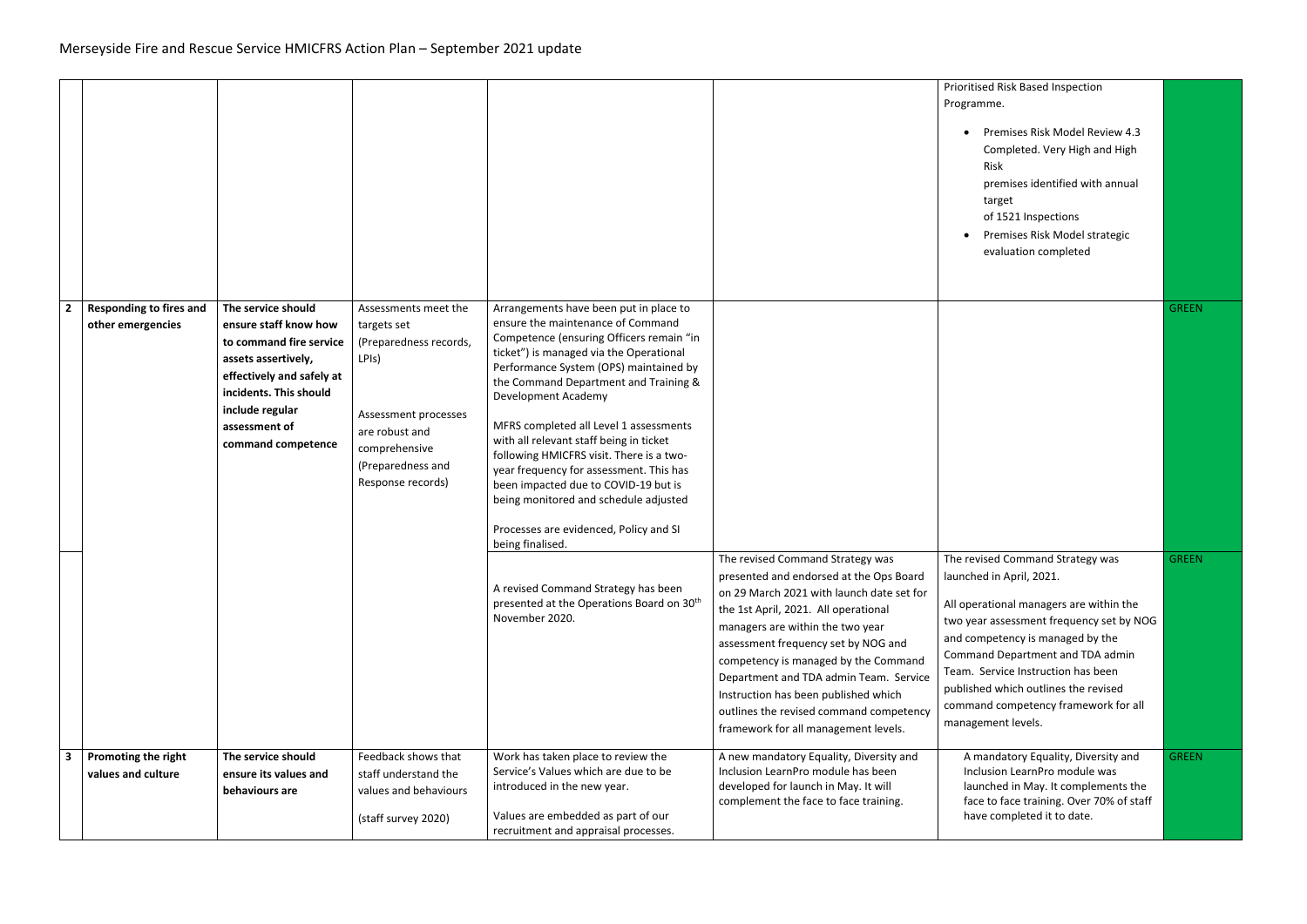# Merseyside Fire and Rescue Service HMICFRS Action Plan – September 2021 update

| | | | | | | | |
|---|---|---|---|---|---|---|---|
| | | | | | | Prioritised Risk Based Inspection Programme.<br><br>• Premises Risk Model Review 4.3 Completed. Very High and High Risk premises identified with annual target of 1521 Inspections<br>• Premises Risk Model strategic evaluation completed | |
| **2** | **Responding to fires and other emergencies** | **The service should ensure staff know how to command fire service assets assertively, effectively and safely at incidents. This should include regular assessment of command competence** | Assessments meet the targets set (Preparedness records, LPIs)<br><br>Assessment processes are robust and comprehensive (Preparedness and Response records) | Arrangements have been put in place to ensure the maintenance of Command Competence (ensuring Officers remain "in ticket") is managed via the Operational Performance System (OPS) maintained by the Command Department and Training & Development Academy<br><br>MFRS completed all Level 1 assessments with all relevant staff being in ticket following HMICFRS visit. There is a two-year frequency for assessment. This has been impacted due to COVID-19 but is being monitored and schedule adjusted<br><br>Processes are evidenced, Policy and SI being finalised. | | | GREEN |
| | | | | A revised Command Strategy has been presented at the Operations Board on 30th November 2020. | The revised Command Strategy was presented and endorsed at the Ops Board on 29 March 2021 with launch date set for the 1st April, 2021. All operational managers are within the two year assessment frequency set by NOG and competency is managed by the Command Department and TDA admin Team. Service Instruction has been published which outlines the revised command competency framework for all management levels. | The revised Command Strategy was launched in April, 2021.<br><br>All operational managers are within the two year assessment frequency set by NOG and competency is managed by the Command Department and TDA admin Team. Service Instruction has been published which outlines the revised command competency framework for all management levels. | GREEN |
| **3** | **Promoting the right values and culture** | **The service should ensure its values and behaviours are** | Feedback shows that staff understand the values and behaviours<br><br>(staff survey 2020) | Work has taken place to review the Service's Values which are due to be introduced in the new year.<br><br>Values are embedded as part of our recruitment and appraisal processes. | A new mandatory Equality, Diversity and Inclusion LearnPro module has been developed for launch in May. It will complement the face to face training. | A mandatory Equality, Diversity and Inclusion LearnPro module was launched in May. It complements the face to face training. Over 70% of staff have completed it to date. | GREEN |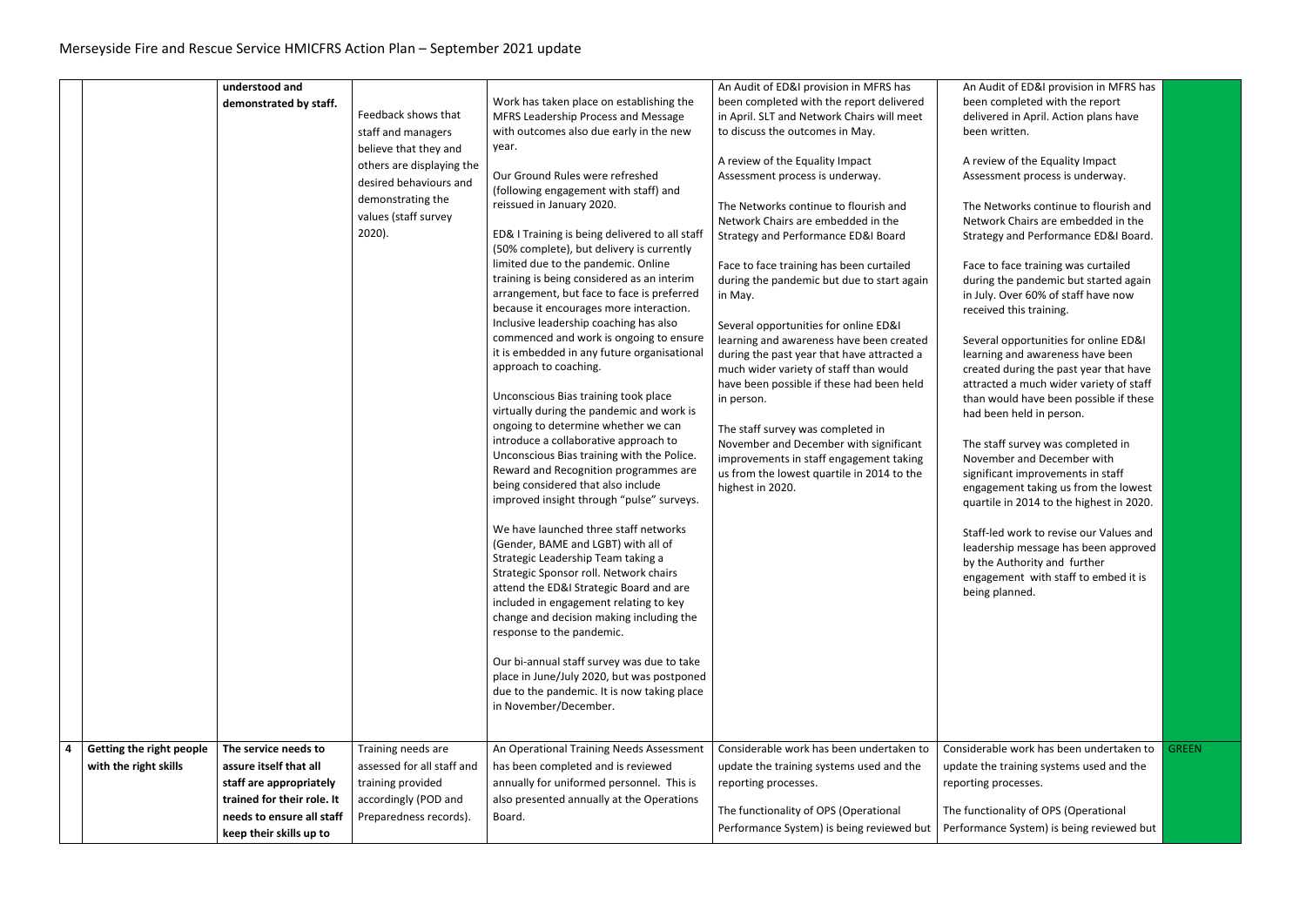# Merseyside Fire and Rescue Service HMICFRS Action Plan – September 2021 update

| | | | | | | | |
|---|---|---|---|---|---|---|---|
| | | **understood and demonstrated by staff.** | Feedback shows that staff and managers believe that they and others are displaying the desired behaviours and demonstrating the values (staff survey 2020). | Work has taken place on establishing the MFRS Leadership Process and Message with outcomes also due early in the new year.<br><br>Our Ground Rules were refreshed (following engagement with staff) and reissued in January 2020.<br><br>ED& I Training is being delivered to all staff (50% complete), but delivery is currently limited due to the pandemic. Online training is being considered as an interim arrangement, but face to face is preferred because it encourages more interaction. Inclusive leadership coaching has also commenced and work is ongoing to ensure it is embedded in any future organisational approach to coaching.<br><br>Unconscious Bias training took place virtually during the pandemic and work is ongoing to determine whether we can introduce a collaborative approach to Unconscious Bias training with the Police. Reward and Recognition programmes are being considered that also include improved insight through "pulse" surveys.<br><br>We have launched three staff networks (Gender, BAME and LGBT) with all of Strategic Leadership Team taking a Strategic Sponsor roll. Network chairs attend the ED&I Strategic Board and are included in engagement relating to key change and decision making including the response to the pandemic.<br><br>Our bi-annual staff survey was due to take place in June/July 2020, but was postponed due to the pandemic. It is now taking place in November/December. | An Audit of ED&I provision in MFRS has been completed with the report delivered in April. SLT and Network Chairs will meet to discuss the outcomes in May.<br><br>A review of the Equality Impact Assessment process is underway.<br><br>The Networks continue to flourish and Network Chairs are embedded in the Strategy and Performance ED&I Board<br><br>Face to face training has been curtailed during the pandemic but due to start again in May.<br><br>Several opportunities for online ED&I learning and awareness have been created during the past year that have attracted a much wider variety of staff than would have been possible if these had been held in person.<br><br>The staff survey was completed in November and December with significant improvements in staff engagement taking us from the lowest quartile in 2014 to the highest in 2020. | An Audit of ED&I provision in MFRS has been completed with the report delivered in April. Action plans have been written.<br><br>A review of the Equality Impact Assessment process is underway.<br><br>The Networks continue to flourish and Network Chairs are embedded in the Strategy and Performance ED&I Board.<br><br>Face to face training was curtailed during the pandemic but started again in July. Over 60% of staff have now received this training.<br><br>Several opportunities for online ED&I learning and awareness have been created during the past year that have attracted a much wider variety of staff than would have been possible if these had been held in person.<br><br>The staff survey was completed in November and December with significant improvements in staff engagement taking us from the lowest quartile in 2014 to the highest in 2020.<br><br>Staff-led work to revise our Values and leadership message has been approved by the Authority and further engagement with staff to embed it is being planned. | |
| **4** | **Getting the right people with the right skills** | **The service needs to assure itself that all staff are appropriately trained for their role. It needs to ensure all staff keep their skills up to** | Training needs are assessed for all staff and training provided accordingly (POD and Preparedness records). | An Operational Training Needs Assessment has been completed and is reviewed annually for uniformed personnel. This is also presented annually at the Operations Board. | Considerable work has been undertaken to update the training systems used and the reporting processes.<br><br>The functionality of OPS (Operational Performance System) is being reviewed but | Considerable work has been undertaken to update the training systems used and the reporting processes.<br><br>The functionality of OPS (Operational Performance System) is being reviewed but | GREEN |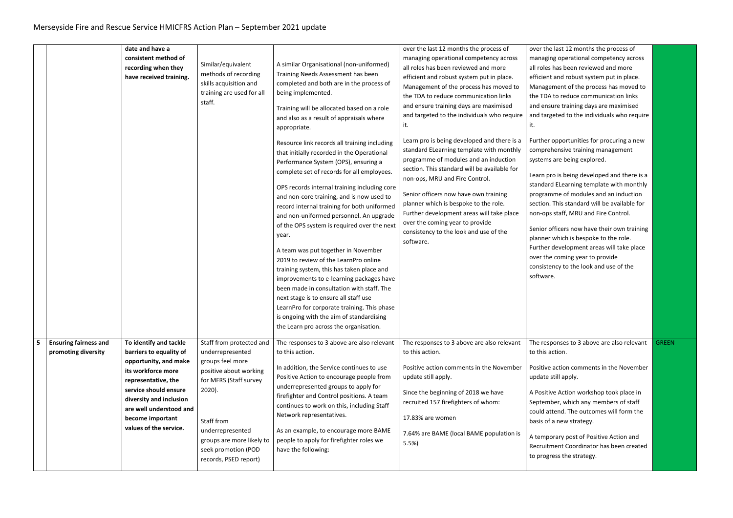Merseyside Fire and Rescue Service HMICFRS Action Plan – September 2021 update

| | | | | | | | |
|---|---|---|---|---|---|---|---|
| | | **date and have a consistent method of recording when they have received training.** | Similar/equivalent methods of recording skills acquisition and training are used for all staff. | A similar Organisational (non-uniformed) Training Needs Assessment has been completed and both are in the process of being implemented.<br><br>Training will be allocated based on a role and also as a result of appraisals where appropriate.<br><br>Resource link records all training including that initially recorded in the Operational Performance System (OPS), ensuring a complete set of records for all employees.<br><br>OPS records internal training including core and non-core training, and is now used to record internal training for both uniformed and non-uniformed personnel. An upgrade of the OPS system is required over the next year.<br><br>A team was put together in November 2019 to review of the LearnPro online training system, this has taken place and improvements to e-learning packages have been made in consultation with staff. The next stage is to ensure all staff use LearnPro for corporate training. This phase is ongoing with the aim of standardising the Learn pro across the organisation. | over the last 12 months the process of managing operational competency across all roles has been reviewed and more efficient and robust system put in place. Management of the process has moved to the TDA to reduce communication links and ensure training days are maximised and targeted to the individuals who require it.<br><br>Learn pro is being developed and there is a standard ELearning template with monthly programme of modules and an induction section. This standard will be available for non-ops, MRU and Fire Control.<br><br>Senior officers now have own training planner which is bespoke to the role. Further development areas will take place over the coming year to provide consistency to the look and use of the software. | over the last 12 months the process of managing operational competency across all roles has been reviewed and more efficient and robust system put in place. Management of the process has moved to the TDA to reduce communication links and ensure training days are maximised and targeted to the individuals who require it.<br><br>Further opportunities for procuring a new comprehensive training management systems are being explored.<br><br>Learn pro is being developed and there is a standard ELearning template with monthly programme of modules and an induction section. This standard will be available for non-ops staff, MRU and Fire Control.<br><br>Senior officers now have their own training planner which is bespoke to the role. Further development areas will take place over the coming year to provide consistency to the look and use of the software. | |
| **5** | **Ensuring fairness and promoting diversity** | **To identify and tackle barriers to equality of opportunity, and make its workforce more representative, the service should ensure diversity and inclusion are well understood and become important values of the service.** | Staff from protected and underrepresented groups feel more positive about working for MFRS (Staff survey 2020).<br><br>Staff from underrepresented groups are more likely to seek promotion (POD records, PSED report) | The responses to 3 above are also relevant to this action.<br><br>In addition, the Service continues to use Positive Action to encourage people from underrepresented groups to apply for firefighter and Control positions. A team continues to work on this, including Staff Network representatives.<br><br>As an example, to encourage more BAME people to apply for firefighter roles we have the following: | The responses to 3 above are also relevant to this action.<br><br>Positive action comments in the November update still apply.<br><br>Since the beginning of 2018 we have recruited 157 firefighters of whom:<br><br>17.83% are women<br><br>7.64% are BAME (local BAME population is 5.5%) | The responses to 3 above are also relevant to this action.<br><br>Positive action comments in the November update still apply.<br><br>A Positive Action workshop took place in September, which any members of staff could attend. The outcomes will form the basis of a new strategy.<br><br>A temporary post of Positive Action and Recruitment Coordinator has been created to progress the strategy. | GREEN |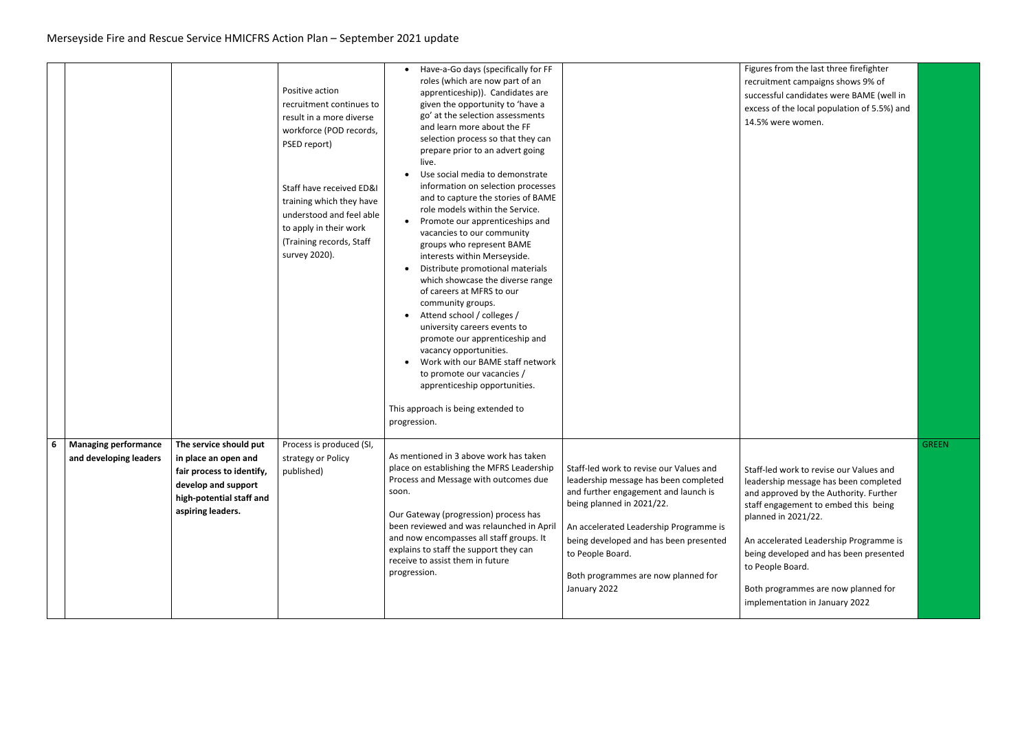| | | | | | | | |
|---|---|---|---|---|---|---|---|
| | | | Positive action recruitment continues to result in a more diverse workforce (POD records, PSED report)<br><br>Staff have received ED&I training which they have understood and feel able to apply in their work (Training records, Staff survey 2020). | • Have-a-Go days (specifically for FF roles (which are now part of an apprenticeship)). Candidates are given the opportunity to 'have a go' at the selection assessments and learn more about the FF selection process so that they can prepare prior to an advert going live.<br>• Use social media to demonstrate information on selection processes and to capture the stories of BAME role models within the Service.<br>• Promote our apprenticeships and vacancies to our community groups who represent BAME interests within Merseyside.<br>• Distribute promotional materials which showcase the diverse range of careers at MFRS to our community groups.<br>• Attend school / colleges / university careers events to promote our apprenticeship and vacancy opportunities.<br>• Work with our BAME staff network to promote our vacancies / apprenticeship opportunities.<br><br>This approach is being extended to progression. | | Figures from the last three firefighter recruitment campaigns shows 9% of successful candidates were BAME (well in excess of the local population of 5.5%) and 14.5% were women. | |
| 6 | **Managing performance and developing leaders** | **The service should put in place an open and fair process to identify, develop and support high-potential staff and aspiring leaders.** | Process is produced (SI, strategy or Policy published) | As mentioned in 3 above work has taken place on establishing the MFRS Leadership Process and Message with outcomes due soon.<br><br>Our Gateway (progression) process has been reviewed and was relaunched in April and now encompasses all staff groups. It explains to staff the support they can receive to assist them in future progression. | Staff-led work to revise our Values and leadership message has been completed and further engagement and launch is being planned in 2021/22.<br><br>An accelerated Leadership Programme is being developed and has been presented to People Board.<br><br>Both programmes are now planned for January 2022 | Staff-led work to revise our Values and leadership message has been completed and approved by the Authority. Further staff engagement to embed this being planned in 2021/22.<br><br>An accelerated Leadership Programme is being developed and has been presented to People Board.<br><br>Both programmes are now planned for implementation in January 2022 | GREEN |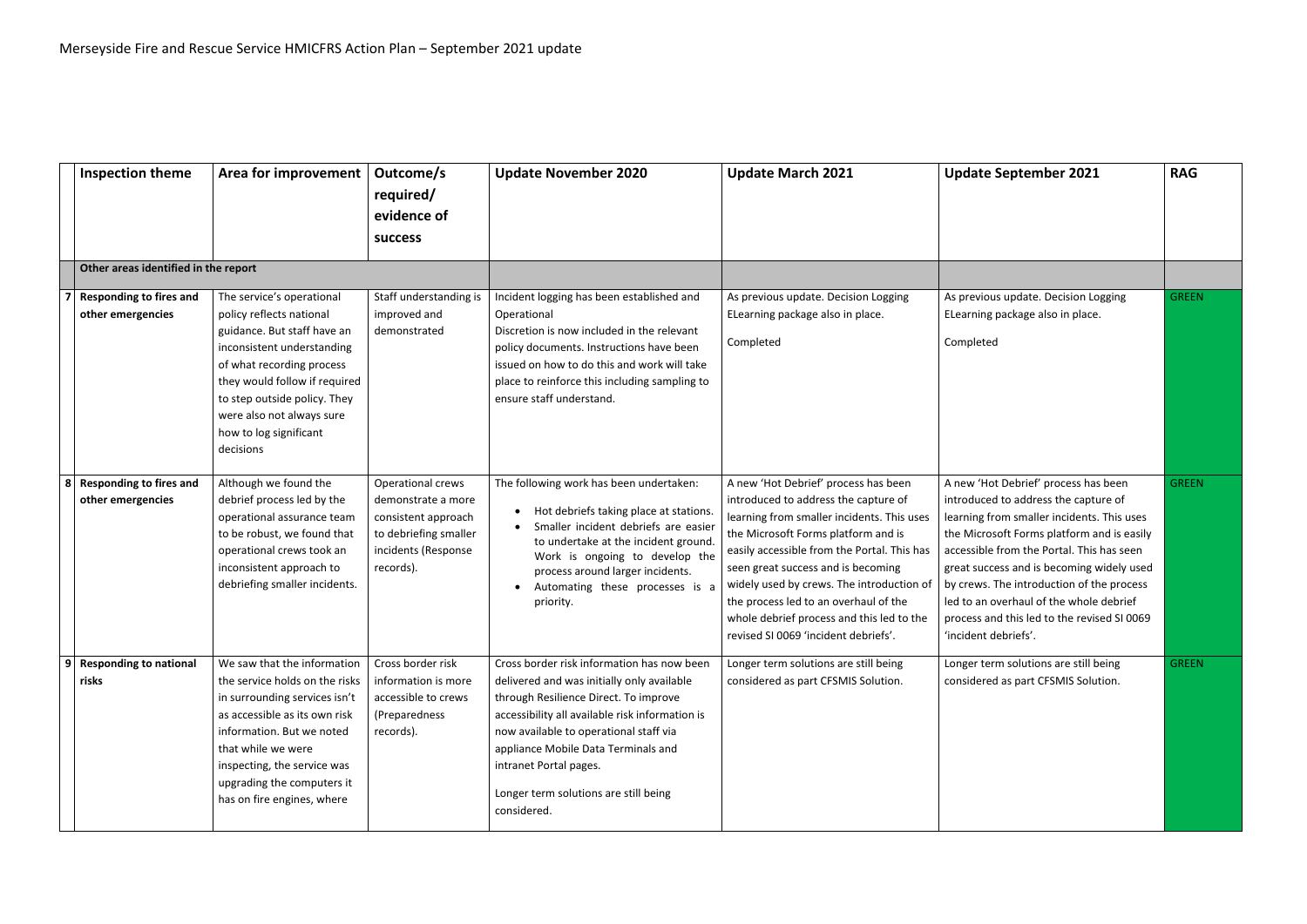Merseyside Fire and Rescue Service HMICFRS Action Plan – September 2021 update

| | Inspection theme | Area for improvement | Outcome/s required/ evidence of success | Update November 2020 | Update March 2021 | Update September 2021 | RAG |
|---|---|---|---|---|---|---|---|
| | **Other areas identified in the report** | | | | | | |
| 7 | **Responding to fires and other emergencies** | The service's operational policy reflects national guidance. But staff have an inconsistent understanding of what recording process they would follow if required to step outside policy. They were also not always sure how to log significant decisions | Staff understanding is improved and demonstrated | Incident logging has been established and Operational Discretion is now included in the relevant policy documents. Instructions have been issued on how to do this and work will take place to reinforce this including sampling to ensure staff understand. | As previous update. Decision Logging ELearning package also in place.<br><br>Completed | As previous update. Decision Logging ELearning package also in place.<br><br>Completed | GREEN |
| 8 | **Responding to fires and other emergencies** | Although we found the debrief process led by the operational assurance team to be robust, we found that operational crews took an inconsistent approach to debriefing smaller incidents. | Operational crews demonstrate a more consistent approach to debriefing smaller incidents (Response records). | The following work has been undertaken:<br>• Hot debriefs taking place at stations.<br>• Smaller incident debriefs are easier to undertake at the incident ground. Work is ongoing to develop the process around larger incidents.<br>• Automating these processes is a priority. | A new 'Hot Debrief' process has been introduced to address the capture of learning from smaller incidents. This uses the Microsoft Forms platform and is easily accessible from the Portal. This has seen great success and is becoming widely used by crews. The introduction of the process led to an overhaul of the whole debrief process and this led to the revised SI 0069 'incident debriefs'. | A new 'Hot Debrief' process has been introduced to address the capture of learning from smaller incidents. This uses the Microsoft Forms platform and is easily accessible from the Portal. This has seen great success and is becoming widely used by crews. The introduction of the process led to an overhaul of the whole debrief process and this led to the revised SI 0069 'incident debriefs'. | GREEN |
| 9 | **Responding to national risks** | We saw that the information the service holds on the risks in surrounding services isn't as accessible as its own risk information. But we noted that while we were inspecting, the service was upgrading the computers it has on fire engines, where | Cross border risk information is more accessible to crews (Preparedness records). | Cross border risk information has now been delivered and was initially only available through Resilience Direct. To improve accessibility all available risk information is now available to operational staff via appliance Mobile Data Terminals and intranet Portal pages.<br><br>Longer term solutions are still being considered. | Longer term solutions are still being considered as part CFSMIS Solution. | Longer term solutions are still being considered as part CFSMIS Solution. | GREEN |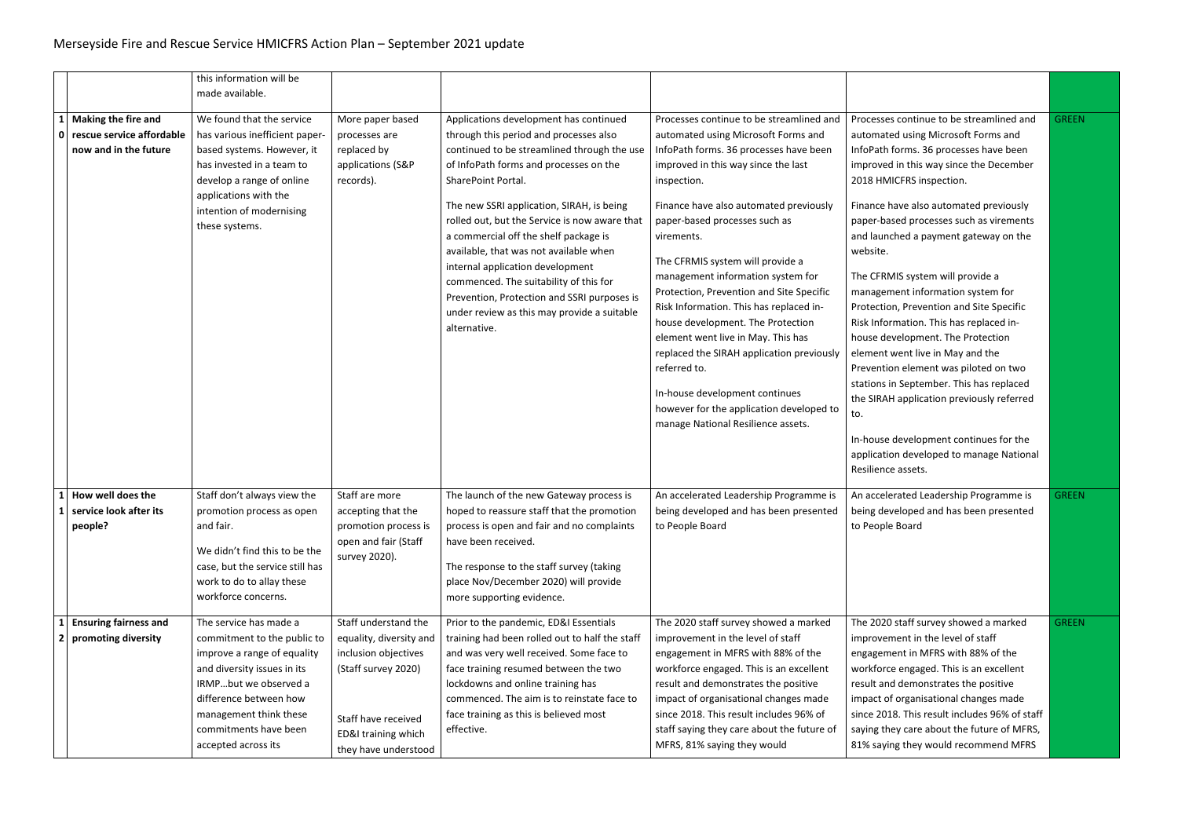# Merseyside Fire and Rescue Service HMICFRS Action Plan – September 2021 update

| | | | | | | | |
|---|---|---|---|---|---|---|---|
| | | this information will be made available. | | | | | |
| 10 | **Making the fire and rescue service affordable now and in the future** | We found that the service has various inefficient paper-based systems. However, it has invested in a team to develop a range of online applications with the intention of modernising these systems. | More paper based processes are replaced by applications (S&P records). | Applications development has continued through this period and processes also continued to be streamlined through the use of InfoPath forms and processes on the SharePoint Portal.<br><br>The new SSRI application, SIRAH, is being rolled out, but the Service is now aware that a commercial off the shelf package is available, that was not available when internal application development commenced. The suitability of this for Prevention, Protection and SSRI purposes is under review as this may provide a suitable alternative. | Processes continue to be streamlined and automated using Microsoft Forms and InfoPath forms. 36 processes have been improved in this way since the last inspection.<br><br>Finance have also automated previously paper-based processes such as virements.<br><br>The CFRMIS system will provide a management information system for Protection, Prevention and Site Specific Risk Information. This has replaced in-house development. The Protection element went live in May. This has replaced the SIRAH application previously referred to.<br><br>In-house development continues however for the application developed to manage National Resilience assets. | Processes continue to be streamlined and automated using Microsoft Forms and InfoPath forms. 36 processes have been improved in this way since the December 2018 HMICFRS inspection.<br><br>Finance have also automated previously paper-based processes such as virements and launched a payment gateway on the website.<br><br>The CFRMIS system will provide a management information system for Protection, Prevention and Site Specific Risk Information. This has replaced in-house development. The Protection element went live in May and the Prevention element was piloted on two stations in September. This has replaced the SIRAH application previously referred to.<br><br>In-house development continues for the application developed to manage National Resilience assets. | GREEN |
| 11 | **How well does the service look after its people?** | Staff don't always view the promotion process as open and fair.<br><br>We didn't find this to be the case, but the service still has work to do to allay these workforce concerns. | Staff are more accepting that the promotion process is open and fair (Staff survey 2020). | The launch of the new Gateway process is hoped to reassure staff that the promotion process is open and fair and no complaints have been received.<br><br>The response to the staff survey (taking place Nov/December 2020) will provide more supporting evidence. | An accelerated Leadership Programme is being developed and has been presented to People Board | An accelerated Leadership Programme is being developed and has been presented to People Board | GREEN |
| 12 | **Ensuring fairness and promoting diversity** | The service has made a commitment to the public to improve a range of equality and diversity issues in its IRMP…but we observed a difference between how management think these commitments have been accepted across its | Staff understand the equality, diversity and inclusion objectives (Staff survey 2020)<br><br>Staff have received ED&I training which they have understood | Prior to the pandemic, ED&I Essentials training had been rolled out to half the staff and was very well received. Some face to face training resumed between the two lockdowns and online training has commenced. The aim is to reinstate face to face training as this is believed most effective. | The 2020 staff survey showed a marked improvement in the level of staff engagement in MFRS with 88% of the workforce engaged. This is an excellent result and demonstrates the positive impact of organisational changes made since 2018. This result includes 96% of staff saying they care about the future of MFRS, 81% saying they would | The 2020 staff survey showed a marked improvement in the level of staff engagement in MFRS with 88% of the workforce engaged. This is an excellent result and demonstrates the positive impact of organisational changes made since 2018. This result includes 96% of staff saying they care about the future of MFRS, 81% saying they would recommend MFRS | GREEN |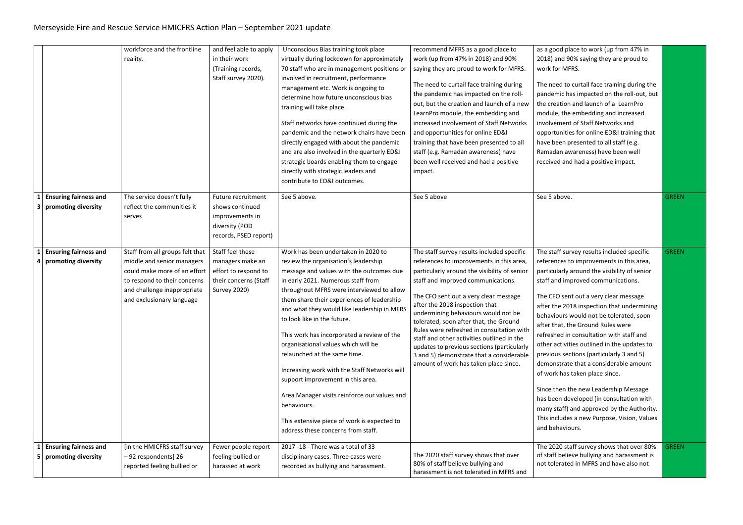# Merseyside Fire and Rescue Service HMICFRS Action Plan – September 2021 update

| | | | | | | | |
|---|---|---|---|---|---|---|---|
| | | workforce and the frontline reality. | and feel able to apply in their work (Training records, Staff survey 2020). | Unconscious Bias training took place virtually during lockdown for approximately 70 staff who are in management positions or involved in recruitment, performance management etc. Work is ongoing to determine how future unconscious bias training will take place.<br><br>Staff networks have continued during the pandemic and the network chairs have been directly engaged with about the pandemic and are also involved in the quarterly ED&I strategic boards enabling them to engage directly with strategic leaders and contribute to ED&I outcomes. | recommend MFRS as a good place to work (up from 47% in 2018) and 90% saying they are proud to work for MFRS.<br><br>The need to curtail face training during the pandemic has impacted on the roll-out, but the creation and launch of a new LearnPro module, the embedding and increased involvement of Staff Networks and opportunities for online ED&I training that have been presented to all staff (e.g. Ramadan awareness) have been well received and had a positive impact. | as a good place to work (up from 47% in 2018) and 90% saying they are proud to work for MFRS.<br><br>The need to curtail face training during the pandemic has impacted on the roll-out, but the creation and launch of a LearnPro module, the embedding and increased involvement of Staff Networks and opportunities for online ED&I training that have been presented to all staff (e.g. Ramadan awareness) have been well received and had a positive impact. | |
| 13 | Ensuring fairness and promoting diversity | The service doesn't fully reflect the communities it serves | Future recruitment shows continued improvements in diversity (POD records, PSED report) | See 5 above. | See 5 above | See 5 above. | GREEN |
| 14 | Ensuring fairness and promoting diversity | Staff from all groups felt that middle and senior managers could make more of an effort to respond to their concerns and challenge inappropriate and exclusionary language | Staff feel these managers make an effort to respond to their concerns (Staff Survey 2020) | Work has been undertaken in 2020 to review the organisation's leadership message and values with the outcomes due in early 2021. Numerous staff from throughout MFRS were interviewed to allow them share their experiences of leadership and what they would like leadership in MFRS to look like in the future.<br><br>This work has incorporated a review of the organisational values which will be relaunched at the same time.<br><br>Increasing work with the Staff Networks will support improvement in this area.<br><br>Area Manager visits reinforce our values and behaviours.<br><br>This extensive piece of work is expected to address these concerns from staff. | The staff survey results included specific references to improvements in this area, particularly around the visibility of senior staff and improved communications.<br><br>The CFO sent out a very clear message after the 2018 inspection that undermining behaviours would not be tolerated, soon after that, the Ground Rules were refreshed in consultation with staff and other activities outlined in the updates to previous sections (particularly 3 and 5) demonstrate that a considerable amount of work has taken place since. | The staff survey results included specific references to improvements in this area, particularly around the visibility of senior staff and improved communications.<br><br>The CFO sent out a very clear message after the 2018 inspection that undermining behaviours would not be tolerated, soon after that, the Ground Rules were refreshed in consultation with staff and other activities outlined in the updates to previous sections (particularly 3 and 5) demonstrate that a considerable amount of work has taken place since.<br><br>Since then the new Leadership Message has been developed (in consultation with many staff) and approved by the Authority. This includes a new Purpose, Vision, Values and behaviours. | GREEN |
| 15 | Ensuring fairness and promoting diversity | [in the HMICFRS staff survey – 92 respondents] 26 reported feeling bullied or | Fewer people report feeling bullied or harassed at work | 2017 -18 - There was a total of 33 disciplinary cases. Three cases were recorded as bullying and harassment. | The 2020 staff survey shows that over 80% of staff believe bullying and harassment is not tolerated in MFRS and | The 2020 staff survey shows that over 80% of staff believe bullying and harassment is not tolerated in MFRS and have also not | GREEN |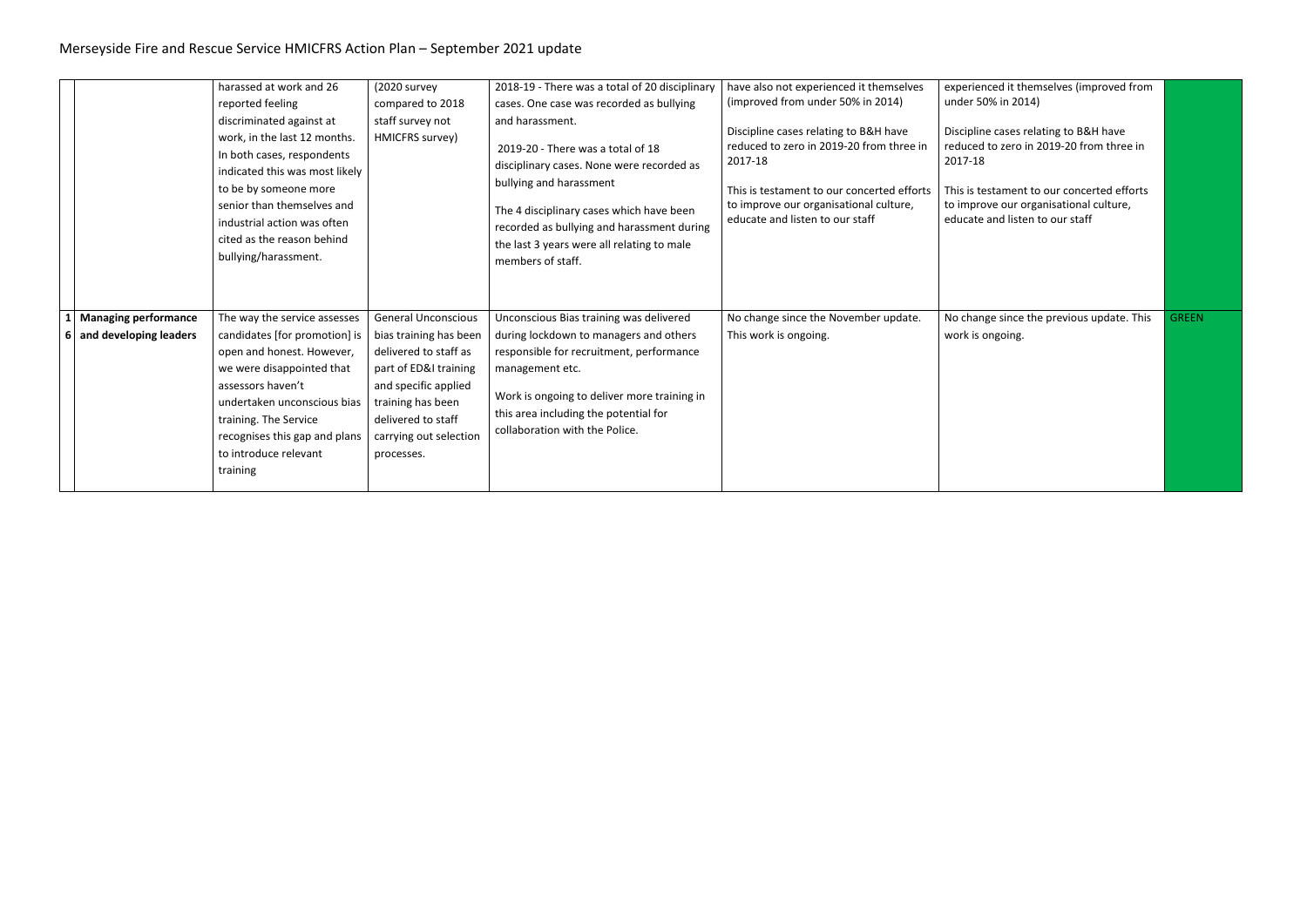| | | | | | | | |
|---|---|---|---|---|---|---|---|
| | | harassed at work and 26 reported feeling discriminated against at work, in the last 12 months. In both cases, respondents indicated this was most likely to be by someone more senior than themselves and industrial action was often cited as the reason behind bullying/harassment. | (2020 survey compared to 2018 staff survey not HMICFRS survey) | 2018-19 - There was a total of 20 disciplinary cases. One case was recorded as bullying and harassment.<br><br>2019-20 - There was a total of 18 disciplinary cases. None were recorded as bullying and harassment<br><br>The 4 disciplinary cases which have been recorded as bullying and harassment during the last 3 years were all relating to male members of staff. | have also not experienced it themselves (improved from under 50% in 2014)<br><br>Discipline cases relating to B&H have reduced to zero in 2019-20 from three in 2017-18<br><br>This is testament to our concerted efforts to improve our organisational culture, educate and listen to our staff | experienced it themselves (improved from under 50% in 2014)<br><br>Discipline cases relating to B&H have reduced to zero in 2019-20 from three in 2017-18<br><br>This is testament to our concerted efforts to improve our organisational culture, educate and listen to our staff | |
| 16 | **Managing performance and developing leaders** | The way the service assesses candidates [for promotion] is open and honest. However, we were disappointed that assessors haven't undertaken unconscious bias training. The Service recognises this gap and plans to introduce relevant training | General Unconscious bias training has been delivered to staff as part of ED&I training and specific applied training has been delivered to staff carrying out selection processes. | Unconscious Bias training was delivered during lockdown to managers and others responsible for recruitment, performance management etc.<br><br>Work is ongoing to deliver more training in this area including the potential for collaboration with the Police. | No change since the November update. This work is ongoing. | No change since the previous update. This work is ongoing. | GREEN |